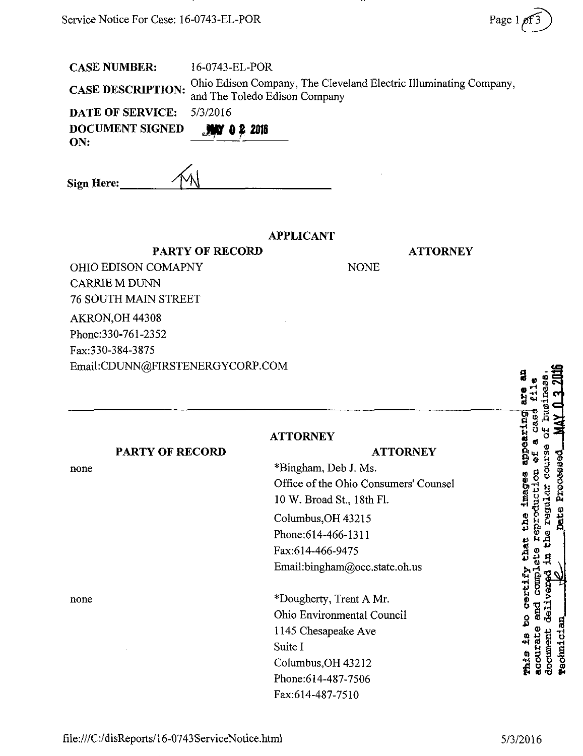**CASE NUMBER:** 16-0743-EL-POR

**CASE DESCRIPTION:** Ohio Edison Company, The Cleveland Electric Illuminating Company, and The Toledo Edison Company

**DATE OF SERVICE:** 5/3/2016

**DOCUMENT SIGNED ON:** MAY 0 2 2016

**Sign Here:** TN

**APPLICANT**

| PARTY OF RECORD | ATTORNEY |
| --- | --- |
| OHIO EDISON COMAPNY<br>CARRIE M DUNN<br>76 SOUTH MAIN STREET<br>AKRON,OH 44308<br>Phone:330-761-2352<br>Fax:330-384-3875<br>Email:CDUNN@FIRSTENERGYCORP.COM | NONE |

---

**ATTORNEY**

| PARTY OF RECORD | ATTORNEY |
| --- | --- |
| none | *Bingham, Deb J. Ms.<br>Office of the Ohio Consumers' Counsel<br>10 W. Broad St., 18th Fl.<br>Columbus,OH 43215<br>Phone:614-466-1311<br>Fax:614-466-9475<br>Email:bingham@occ.state.oh.us |
| none | *Dougherty, Trent A Mr.<br>Ohio Environmental Council<br>1145 Chesapeake Ave<br>Suite I<br>Columbus,OH 43212<br>Phone:614-487-7506<br>Fax:614-487-7510 |

This is to certify that the images appearing are an accurate and complete reproduction of a case file document delivered in the regular course of business. Technician TE Date Processed MAY 0 3 2016

file:///C:/disReports/16-0743ServiceNotice.html 5/3/2016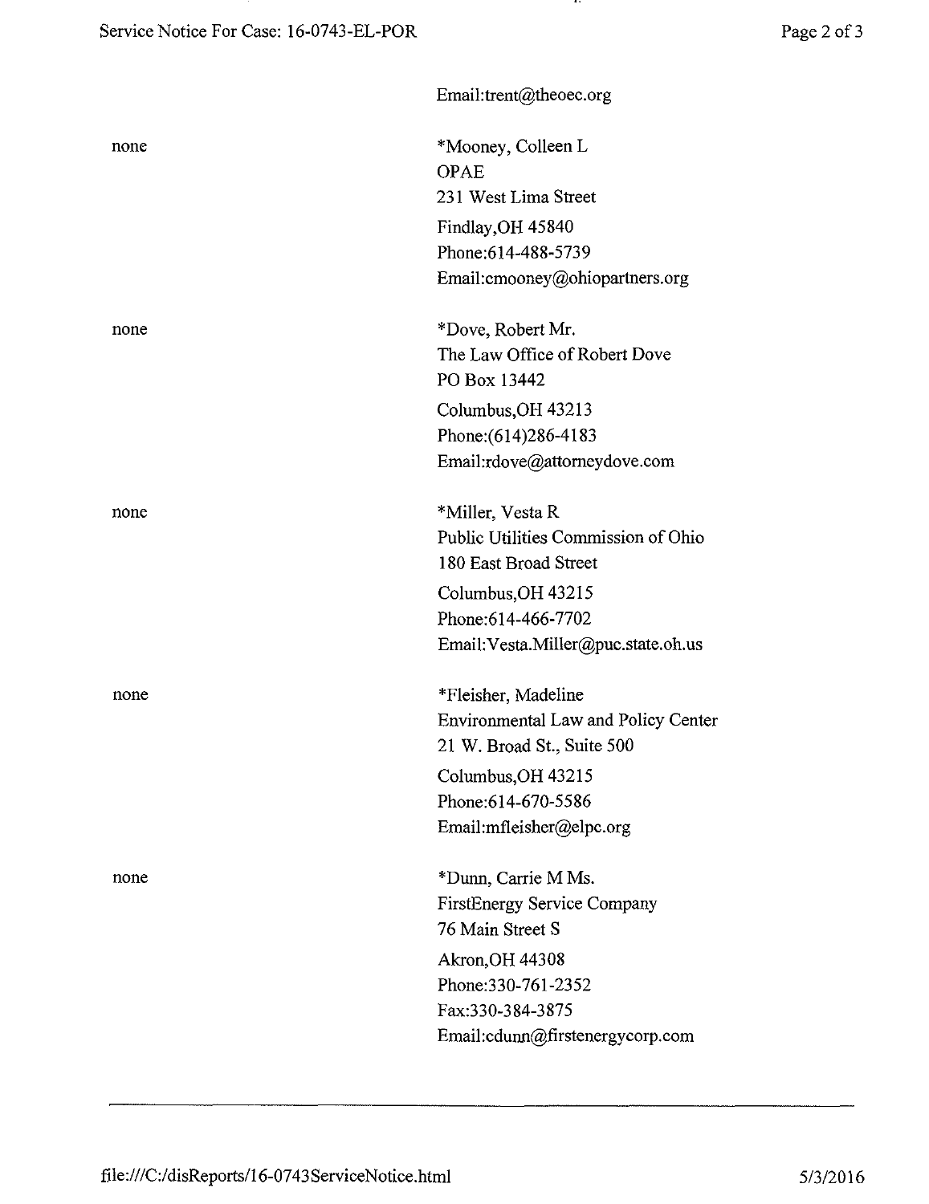Email:trent@theoec.org

none

*Mooney, Colleen L
OPAE
231 West Lima Street
Findlay,OH 45840
Phone:614-488-5739
Email:cmooney@ohiopartners.org

none

*Dove, Robert Mr.
The Law Office of Robert Dove
PO Box 13442
Columbus,OH 43213
Phone:(614)286-4183
Email:rdove@attorneydove.com

none

*Miller, Vesta R
Public Utilities Commission of Ohio
180 East Broad Street
Columbus,OH 43215
Phone:614-466-7702
Email:Vesta.Miller@puc.state.oh.us

none

*Fleisher, Madeline
Environmental Law and Policy Center
21 W. Broad St., Suite 500
Columbus,OH 43215
Phone:614-670-5586
Email:mfleisher@elpc.org

none

*Dunn, Carrie M Ms.
FirstEnergy Service Company
76 Main Street S
Akron,OH 44308
Phone:330-761-2352
Fax:330-384-3875
Email:cdunn@firstenergycorp.com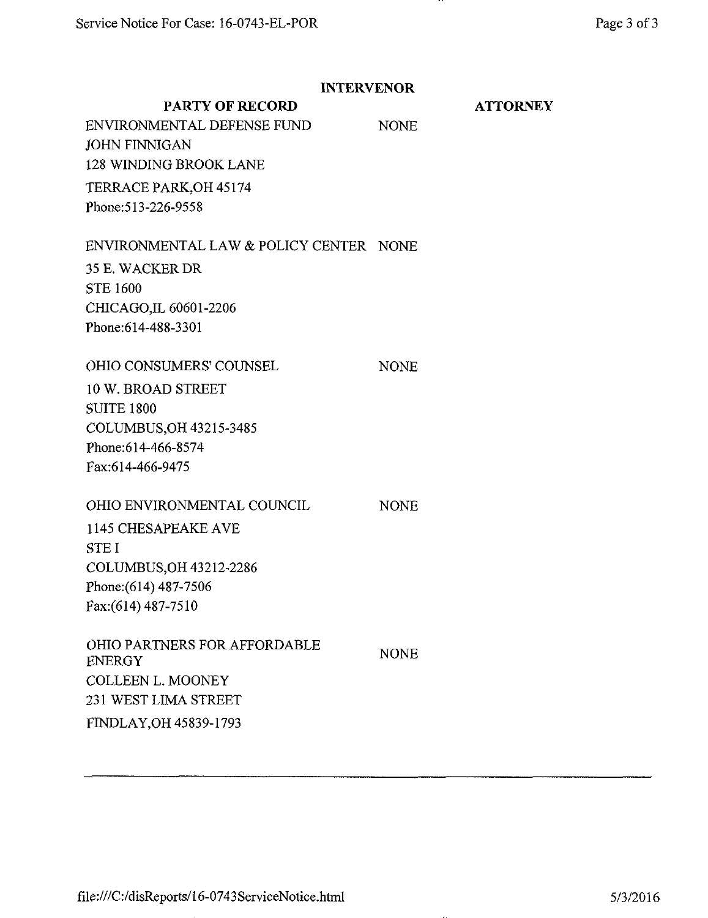## INTERVENOR

| PARTY OF RECORD | ATTORNEY |
|---|---|
| ENVIRONMENTAL DEFENSE FUND<br>JOHN FINNIGAN<br>128 WINDING BROOK LANE<br>TERRACE PARK,OH 45174<br>Phone:513-226-9558 | NONE |
| ENVIRONMENTAL LAW & POLICY CENTER<br>35 E. WACKER DR<br>STE 1600<br>CHICAGO,IL 60601-2206<br>Phone:614-488-3301 | NONE |
| OHIO CONSUMERS' COUNSEL<br>10 W. BROAD STREET<br>SUITE 1800<br>COLUMBUS,OH 43215-3485<br>Phone:614-466-8574<br>Fax:614-466-9475 | NONE |
| OHIO ENVIRONMENTAL COUNCIL<br>1145 CHESAPEAKE AVE<br>STE I<br>COLUMBUS,OH 43212-2286<br>Phone:(614) 487-7506<br>Fax:(614) 487-7510 | NONE |
| OHIO PARTNERS FOR AFFORDABLE ENERGY<br>COLLEEN L. MOONEY<br>231 WEST LIMA STREET<br>FINDLAY,OH 45839-1793 | NONE |